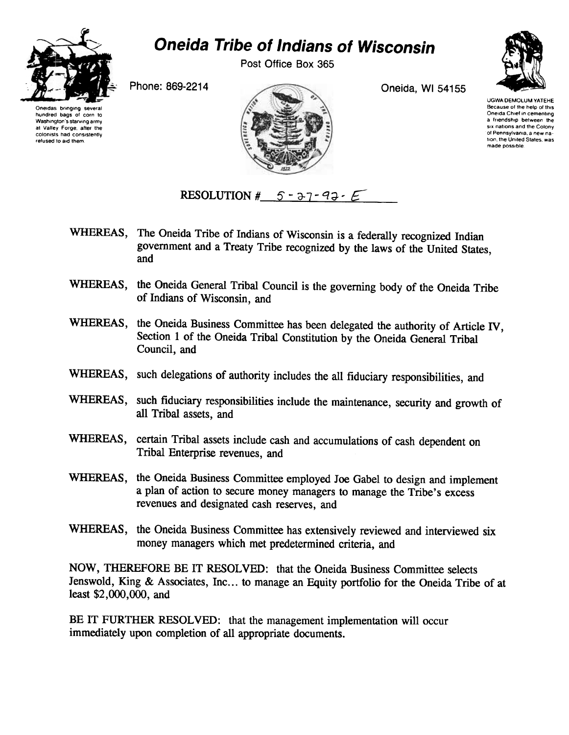# Oneida Tribe of Indians of Wisconsin

Post Office Box 365

Phone: 869-2214

Oneida, WI 54155

Oneidas bringing several hundred bags of corn to Washington's starving army at Valley Forge, after the colonists had consistently refused to aid them.

UGWA DEMOLUM YATEHE
Because of the help of this Oneida Chief in cementing a friendship between the six nations and the Colony of Pennsylvania, a new nation, the United States, was made possible.

RESOLUTION # 5-27-92-E

WHEREAS, The Oneida Tribe of Indians of Wisconsin is a federally recognized Indian government and a Treaty Tribe recognized by the laws of the United States, and

WHEREAS, the Oneida General Tribal Council is the governing body of the Oneida Tribe of Indians of Wisconsin, and

WHEREAS, the Oneida Business Committee has been delegated the authority of Article IV, Section 1 of the Oneida Tribal Constitution by the Oneida General Tribal Council, and

WHEREAS, such delegations of authority includes the all fiduciary responsibilities, and

WHEREAS, such fiduciary responsibilities include the maintenance, security and growth of all Tribal assets, and

WHEREAS, certain Tribal assets include cash and accumulations of cash dependent on Tribal Enterprise revenues, and

WHEREAS, the Oneida Business Committee employed Joe Gabel to design and implement a plan of action to secure money managers to manage the Tribe's excess revenues and designated cash reserves, and

WHEREAS, the Oneida Business Committee has extensively reviewed and interviewed six money managers which met predetermined criteria, and

NOW, THEREFORE BE IT RESOLVED: that the Oneida Business Committee selects Jenswold, King & Associates, Inc... to manage an Equity portfolio for the Oneida Tribe of at least $2,000,000, and

BE IT FURTHER RESOLVED: that the management implementation will occur immediately upon completion of all appropriate documents.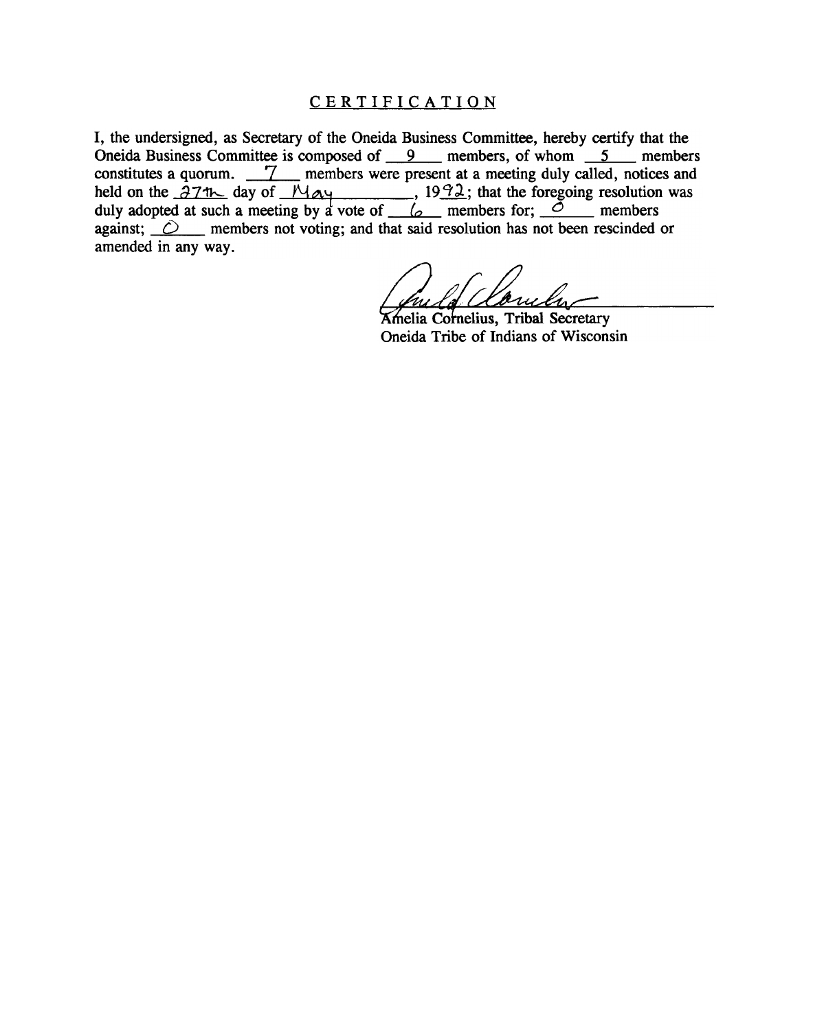# CERTIFICATION

I, the undersigned, as Secretary of the Oneida Business Committee, hereby certify that the Oneida Business Committee is composed of 9 members, of whom 5 members constitutes a quorum. 7 members were present at a meeting duly called, notices and held on the 27th day of May, 1992; that the foregoing resolution was duly adopted at such a meeting by a vote of 6 members for; 0 members against; 0 members not voting; and that said resolution has not been rescinded or amended in any way.

Amelia Cornelius, Tribal Secretary
Oneida Tribe of Indians of Wisconsin